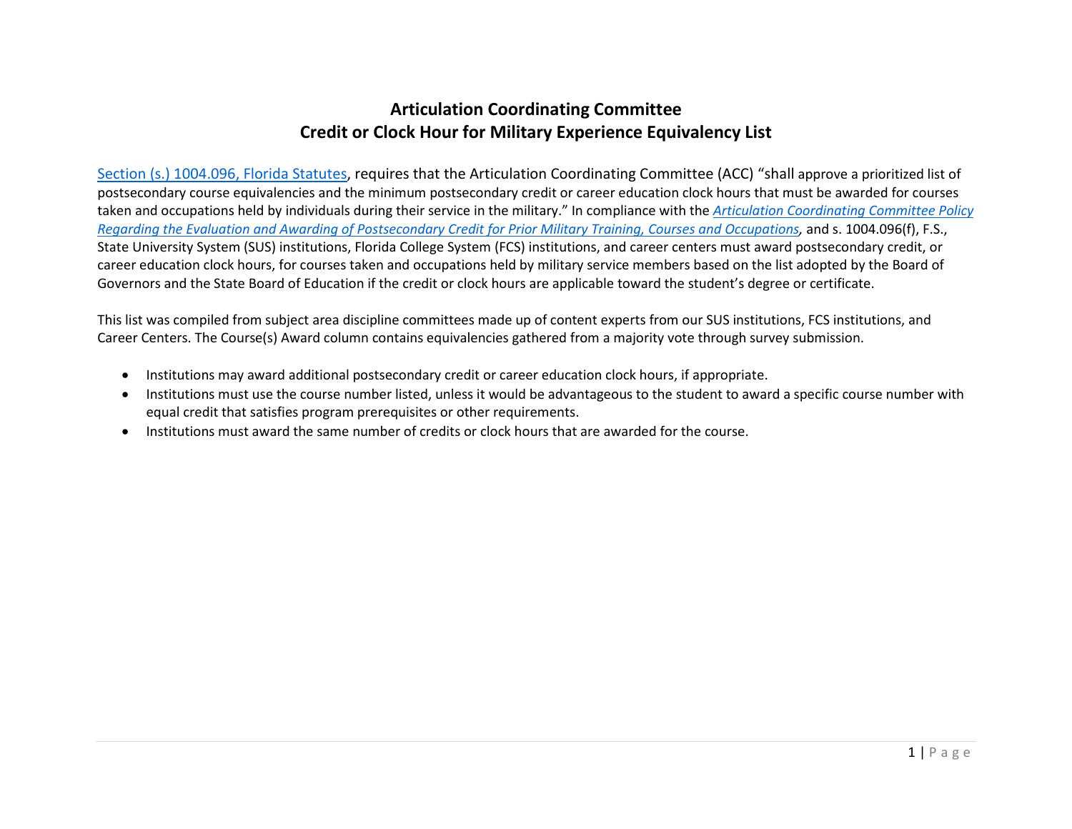# Articulation Coordinating Committee
# Credit or Clock Hour for Military Experience Equivalency List

Section (s.) 1004.096, Florida Statutes, requires that the Articulation Coordinating Committee (ACC) "shall approve a prioritized list of postsecondary course equivalencies and the minimum postsecondary credit or career education clock hours that must be awarded for courses taken and occupations held by individuals during their service in the military." In compliance with the *Articulation Coordinating Committee Policy Regarding the Evaluation and Awarding of Postsecondary Credit for Prior Military Training, Courses and Occupations,* and s. 1004.096(f), F.S., State University System (SUS) institutions, Florida College System (FCS) institutions, and career centers must award postsecondary credit, or career education clock hours, for courses taken and occupations held by military service members based on the list adopted by the Board of Governors and the State Board of Education if the credit or clock hours are applicable toward the student's degree or certificate.

This list was compiled from subject area discipline committees made up of content experts from our SUS institutions, FCS institutions, and Career Centers. The Course(s) Award column contains equivalencies gathered from a majority vote through survey submission.

- Institutions may award additional postsecondary credit or career education clock hours, if appropriate.
- Institutions must use the course number listed, unless it would be advantageous to the student to award a specific course number with equal credit that satisfies program prerequisites or other requirements.
- Institutions must award the same number of credits or clock hours that are awarded for the course.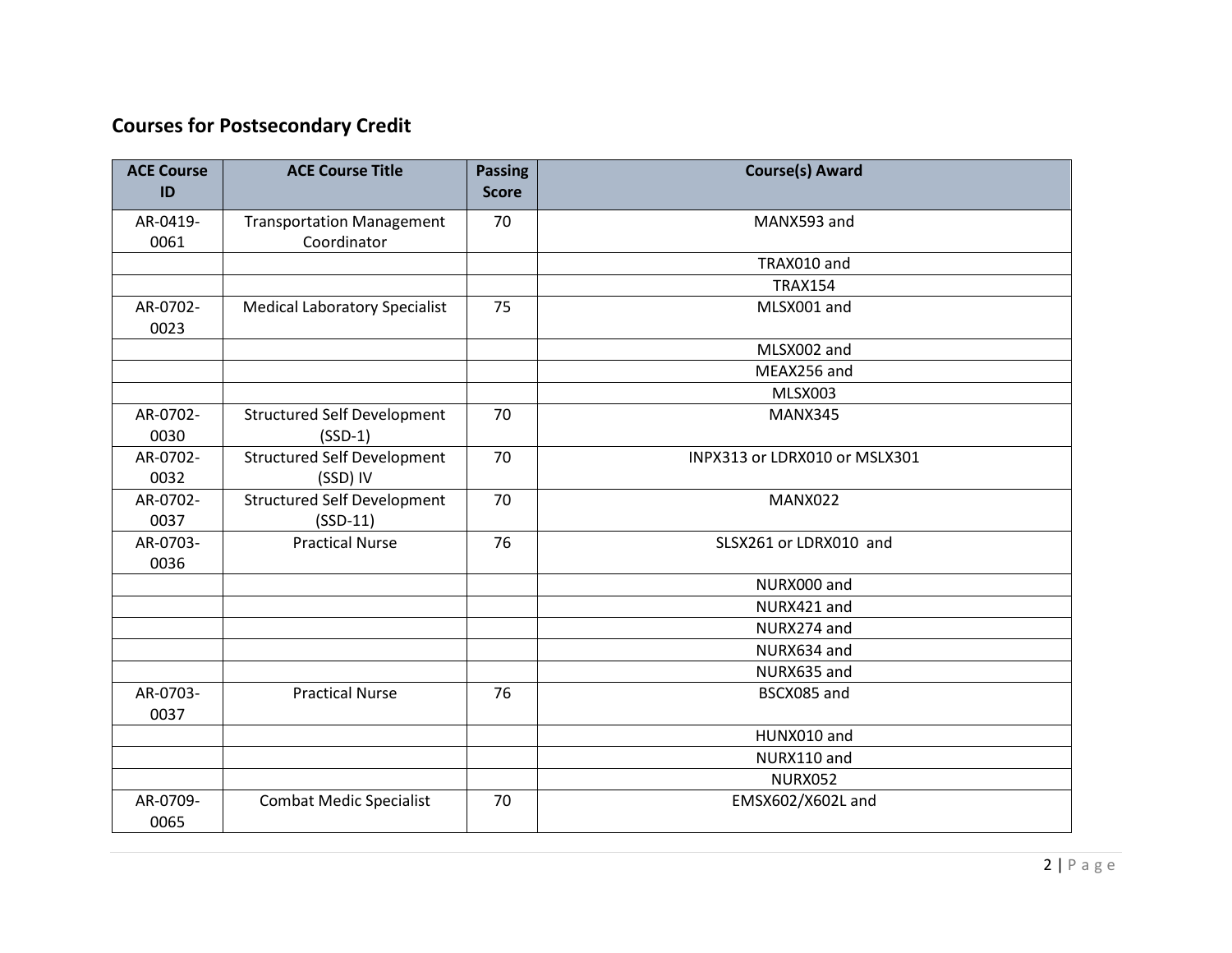## Courses for Postsecondary Credit

| ACE Course ID | ACE Course Title | Passing Score | Course(s) Award |
|---|---|---|---|
| AR-0419-0061 | Transportation Management Coordinator | 70 | MANX593 and |
| | | | TRAX010 and |
| | | | TRAX154 |
| AR-0702-0023 | Medical Laboratory Specialist | 75 | MLSX001 and |
| | | | MLSX002 and |
| | | | MEAX256 and |
| | | | MLSX003 |
| AR-0702-0030 | Structured Self Development (SSD-1) | 70 | MANX345 |
| AR-0702-0032 | Structured Self Development (SSD) IV | 70 | INPX313 or LDRX010 or MSLX301 |
| AR-0702-0037 | Structured Self Development (SSD-11) | 70 | MANX022 |
| AR-0703-0036 | Practical Nurse | 76 | SLSX261 or LDRX010 and |
| | | | NURX000 and |
| | | | NURX421 and |
| | | | NURX274 and |
| | | | NURX634 and |
| | | | NURX635 and |
| AR-0703-0037 | Practical Nurse | 76 | BSCX085 and |
| | | | HUNX010 and |
| | | | NURX110 and |
| | | | NURX052 |
| AR-0709-0065 | Combat Medic Specialist | 70 | EMSX602/X602L and |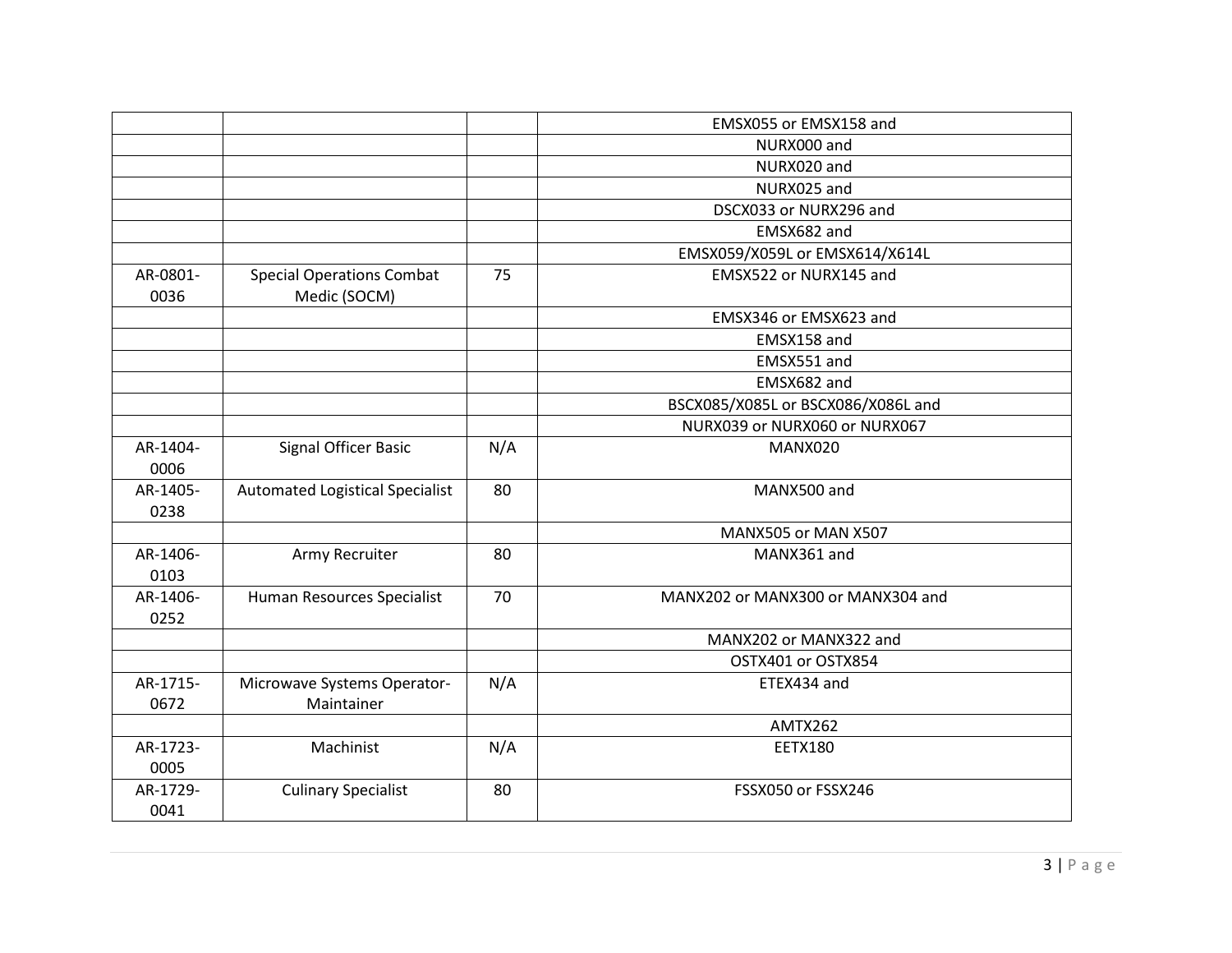| | | | |
|---|---|---|---|
| | | | EMSX055 or EMSX158 and |
| | | | NURX000 and |
| | | | NURX020 and |
| | | | NURX025 and |
| | | | DSCX033 or NURX296 and |
| | | | EMSX682 and |
| | | | EMSX059/X059L or EMSX614/X614L |
| AR-0801-0036 | Special Operations Combat Medic (SOCM) | 75 | EMSX522 or NURX145 and |
| | | | EMSX346 or EMSX623 and |
| | | | EMSX158 and |
| | | | EMSX551 and |
| | | | EMSX682 and |
| | | | BSCX085/X085L or BSCX086/X086L and |
| | | | NURX039 or NURX060 or NURX067 |
| AR-1404-0006 | Signal Officer Basic | N/A | MANX020 |
| AR-1405-0238 | Automated Logistical Specialist | 80 | MANX500 and |
| | | | MANX505 or MAN X507 |
| AR-1406-0103 | Army Recruiter | 80 | MANX361 and |
| AR-1406-0252 | Human Resources Specialist | 70 | MANX202 or MANX300 or MANX304 and |
| | | | MANX202 or MANX322 and |
| | | | OSTX401 or OSTX854 |
| AR-1715-0672 | Microwave Systems Operator-Maintainer | N/A | ETEX434 and |
| | | | AMTX262 |
| AR-1723-0005 | Machinist | N/A | EETX180 |
| AR-1729-0041 | Culinary Specialist | 80 | FSSX050 or FSSX246 |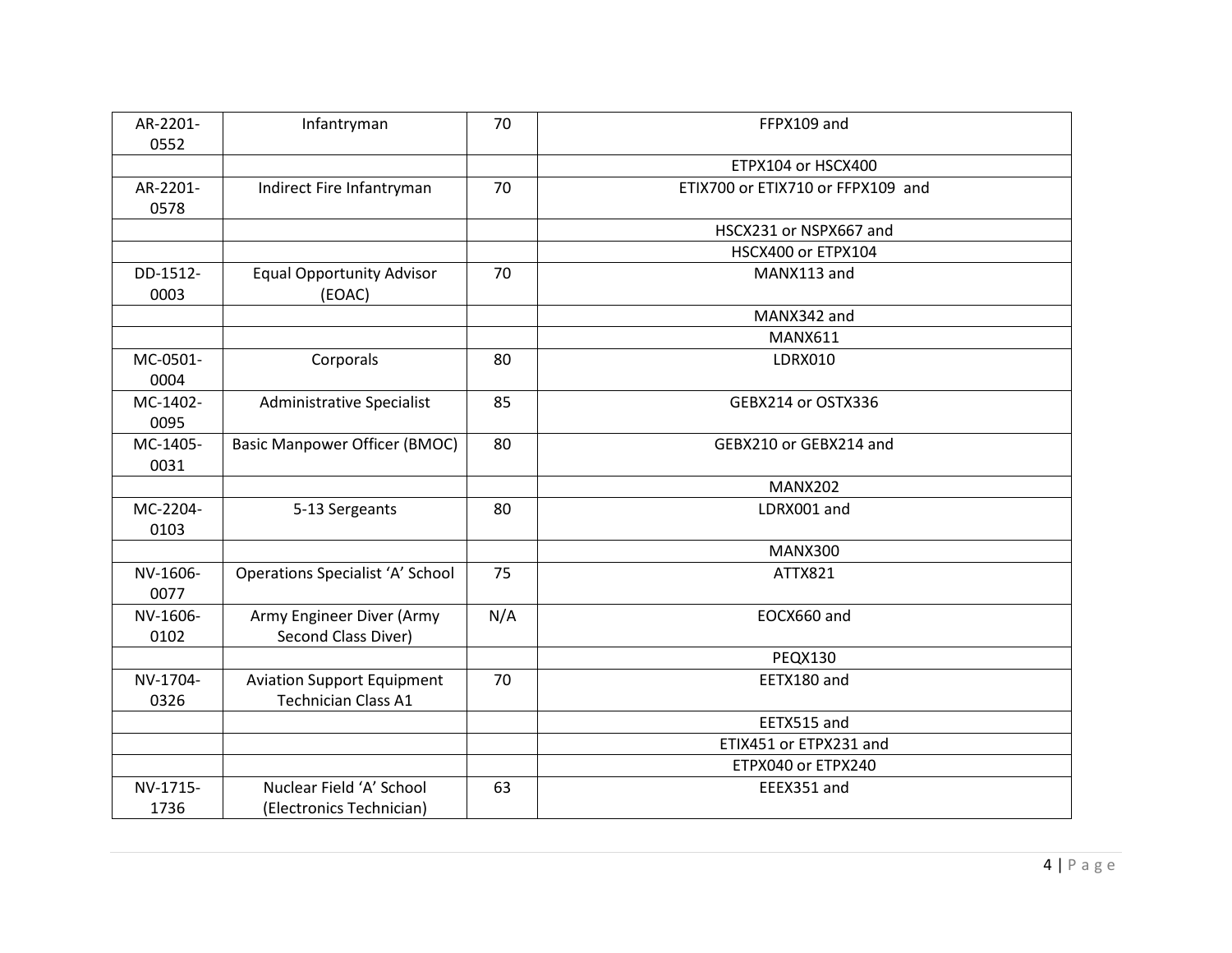| | | | |
|---|---|---|---|
| AR-2201-0552 | Infantryman | 70 | FFPX109 and |
| | | | ETPX104 or HSCX400 |
| AR-2201-0578 | Indirect Fire Infantryman | 70 | ETIX700 or ETIX710 or FFPX109 and |
| | | | HSCX231 or NSPX667 and |
| | | | HSCX400 or ETPX104 |
| DD-1512-0003 | Equal Opportunity Advisor (EOAC) | 70 | MANX113 and |
| | | | MANX342 and |
| | | | MANX611 |
| MC-0501-0004 | Corporals | 80 | LDRX010 |
| MC-1402-0095 | Administrative Specialist | 85 | GEBX214 or OSTX336 |
| MC-1405-0031 | Basic Manpower Officer (BMOC) | 80 | GEBX210 or GEBX214 and |
| | | | MANX202 |
| MC-2204-0103 | 5-13 Sergeants | 80 | LDRX001 and |
| | | | MANX300 |
| NV-1606-0077 | Operations Specialist 'A' School | 75 | ATTX821 |
| NV-1606-0102 | Army Engineer Diver (Army Second Class Diver) | N/A | EOCX660 and |
| | | | PEQX130 |
| NV-1704-0326 | Aviation Support Equipment Technician Class A1 | 70 | EETX180 and |
| | | | EETX515 and |
| | | | ETIX451 or ETPX231 and |
| | | | ETPX040 or ETPX240 |
| NV-1715-1736 | Nuclear Field 'A' School (Electronics Technician) | 63 | EEEX351 and |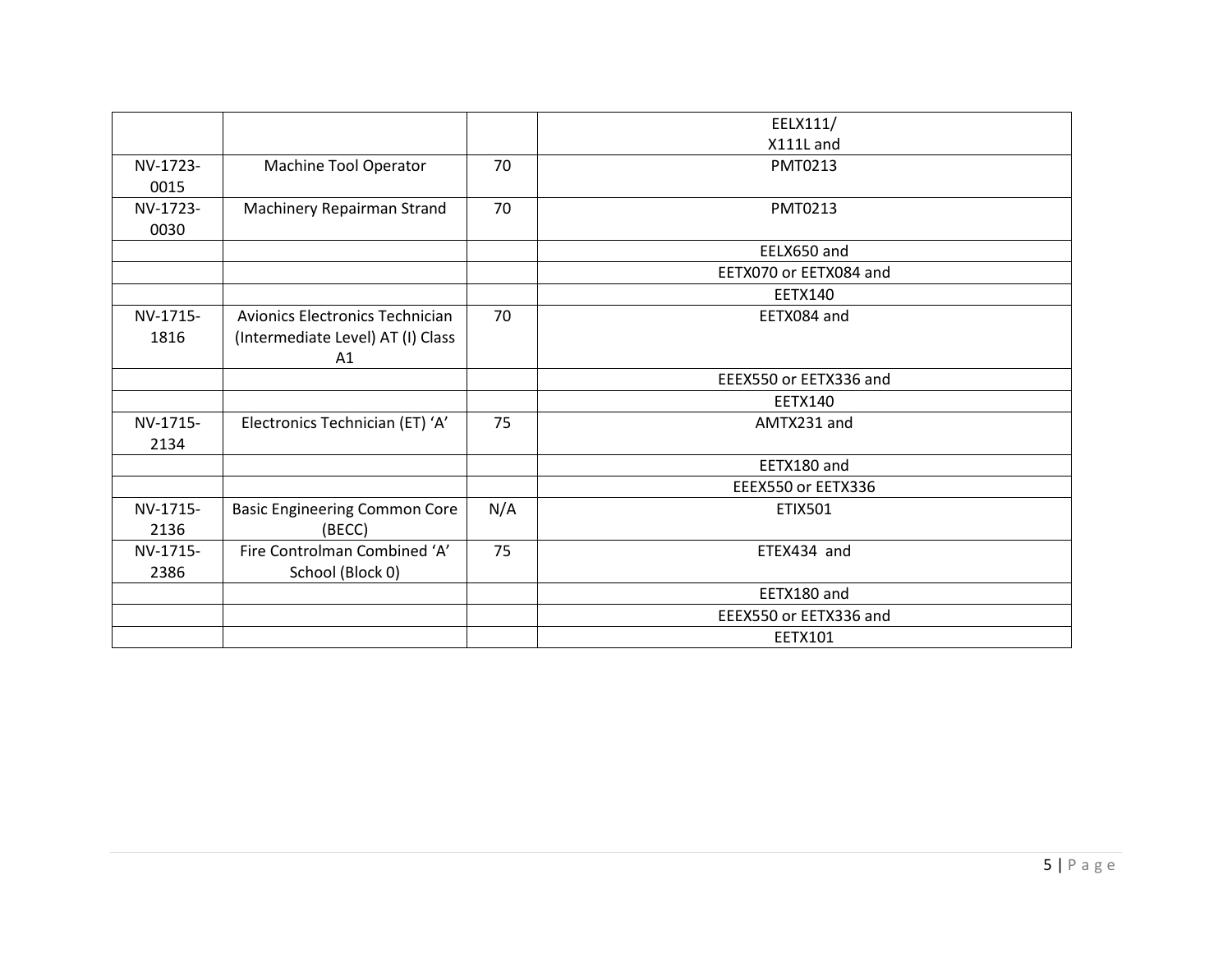| | | | |
|---|---|---|---|
| | | | EELX111/ X111L and |
| NV-1723-0015 | Machine Tool Operator | 70 | PMT0213 |
| NV-1723-0030 | Machinery Repairman Strand | 70 | PMT0213 |
| | | | EELX650 and |
| | | | EETX070 or EETX084 and |
| | | | EETX140 |
| NV-1715-1816 | Avionics Electronics Technician (Intermediate Level) AT (I) Class A1 | 70 | EETX084 and |
| | | | EEEX550 or EETX336 and |
| | | | EETX140 |
| NV-1715-2134 | Electronics Technician (ET) 'A' | 75 | AMTX231 and |
| | | | EETX180 and |
| | | | EEEX550 or EETX336 |
| NV-1715-2136 | Basic Engineering Common Core (BECC) | N/A | ETIX501 |
| NV-1715-2386 | Fire Controlman Combined 'A' School (Block 0) | 75 | ETEX434 and |
| | | | EETX180 and |
| | | | EEEX550 or EETX336 and |
| | | | EETX101 |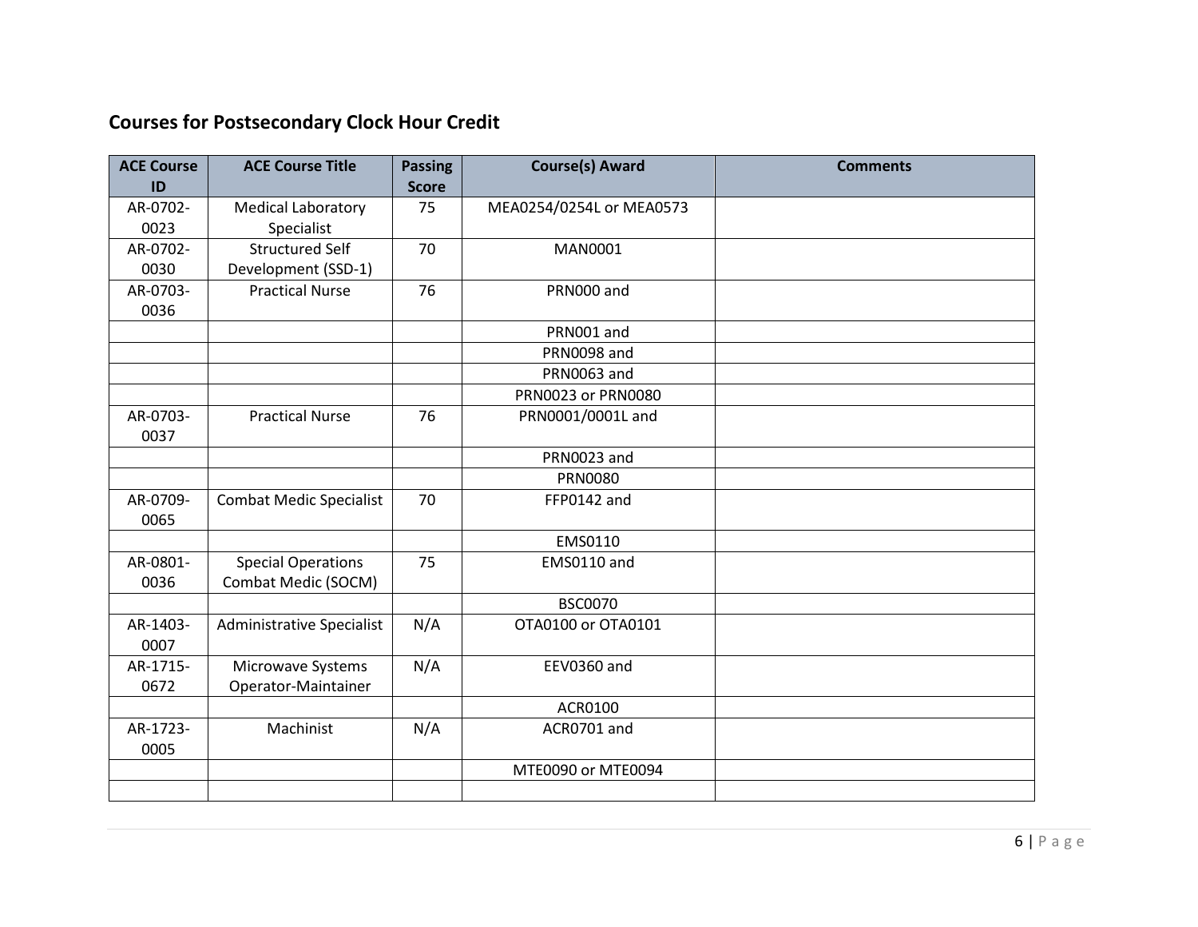## Courses for Postsecondary Clock Hour Credit

| ACE Course ID | ACE Course Title | Passing Score | Course(s) Award | Comments |
|---|---|---|---|---|
| AR-0702-0023 | Medical Laboratory Specialist | 75 | MEA0254/0254L or MEA0573 | |
| AR-0702-0030 | Structured Self Development (SSD-1) | 70 | MAN0001 | |
| AR-0703-0036 | Practical Nurse | 76 | PRN000 and | |
| | | | PRN001 and | |
| | | | PRN0098 and | |
| | | | PRN0063 and | |
| | | | PRN0023 or PRN0080 | |
| AR-0703-0037 | Practical Nurse | 76 | PRN0001/0001L and | |
| | | | PRN0023 and | |
| | | | PRN0080 | |
| AR-0709-0065 | Combat Medic Specialist | 70 | FFP0142 and | |
| | | | EMS0110 | |
| AR-0801-0036 | Special Operations Combat Medic (SOCM) | 75 | EMS0110 and | |
| | | | BSC0070 | |
| AR-1403-0007 | Administrative Specialist | N/A | OTA0100 or OTA0101 | |
| AR-1715-0672 | Microwave Systems Operator-Maintainer | N/A | EEV0360 and | |
| | | | ACR0100 | |
| AR-1723-0005 | Machinist | N/A | ACR0701 and | |
| | | | MTE0090 or MTE0094 | |
| | | | | |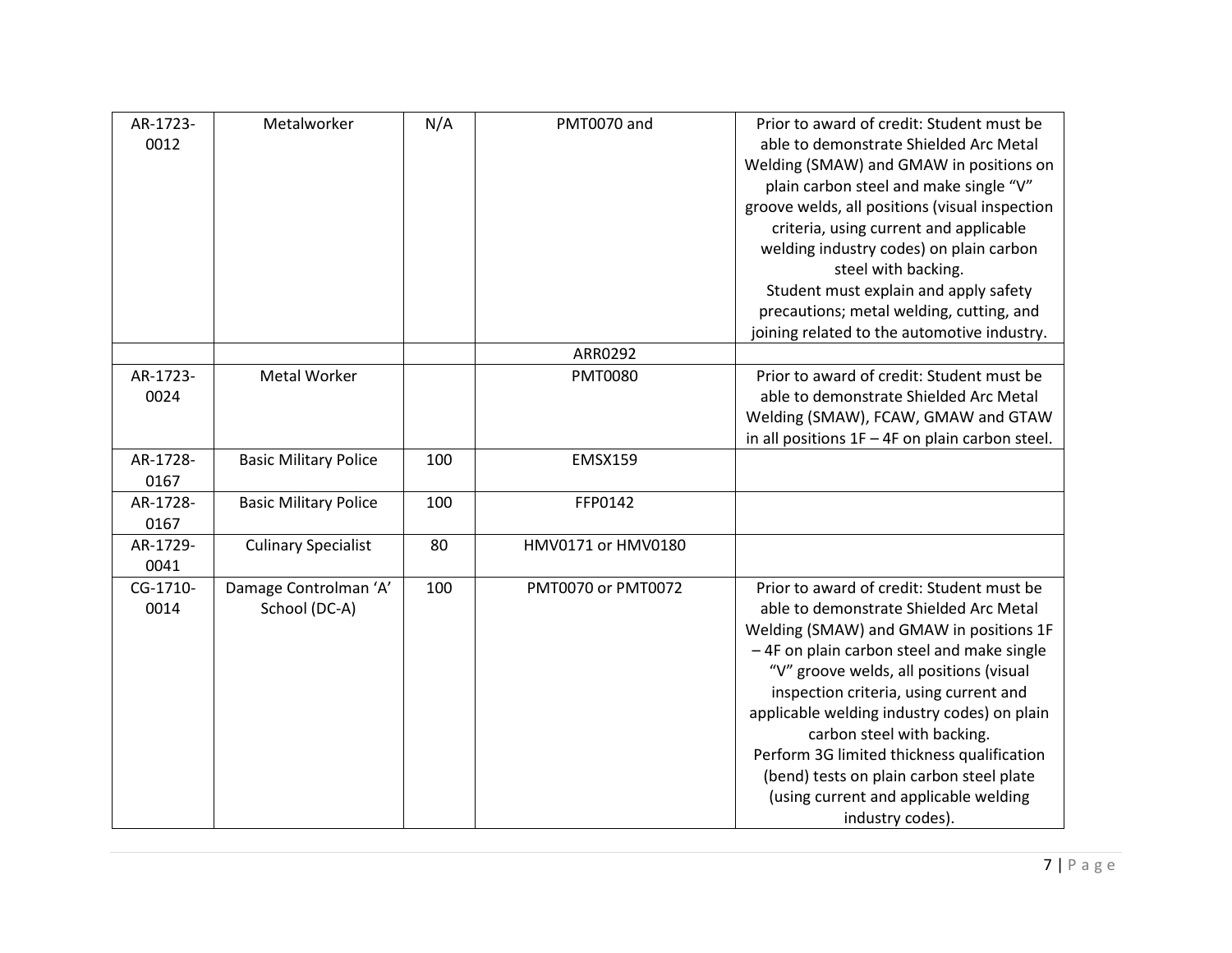| AR-1723-0012 | Metalworker | N/A | PMT0070 and | Prior to award of credit: Student must be able to demonstrate Shielded Arc Metal Welding (SMAW) and GMAW in positions on plain carbon steel and make single “V” groove welds, all positions (visual inspection criteria, using current and applicable welding industry codes) on plain carbon steel with backing. Student must explain and apply safety precautions; metal welding, cutting, and joining related to the automotive industry. |
|---|---|---|---|---|
| | | | ARR0292 | |
| AR-1723-0024 | Metal Worker | | PMT0080 | Prior to award of credit: Student must be able to demonstrate Shielded Arc Metal Welding (SMAW), FCAW, GMAW and GTAW in all positions 1F – 4F on plain carbon steel. |
| AR-1728-0167 | Basic Military Police | 100 | EMSX159 | |
| AR-1728-0167 | Basic Military Police | 100 | FFP0142 | |
| AR-1729-0041 | Culinary Specialist | 80 | HMV0171 or HMV0180 | |
| CG-1710-0014 | Damage Controlman ‘A’ School (DC-A) | 100 | PMT0070 or PMT0072 | Prior to award of credit: Student must be able to demonstrate Shielded Arc Metal Welding (SMAW) and GMAW in positions 1F – 4F on plain carbon steel and make single “V” groove welds, all positions (visual inspection criteria, using current and applicable welding industry codes) on plain carbon steel with backing. Perform 3G limited thickness qualification (bend) tests on plain carbon steel plate (using current and applicable welding industry codes). |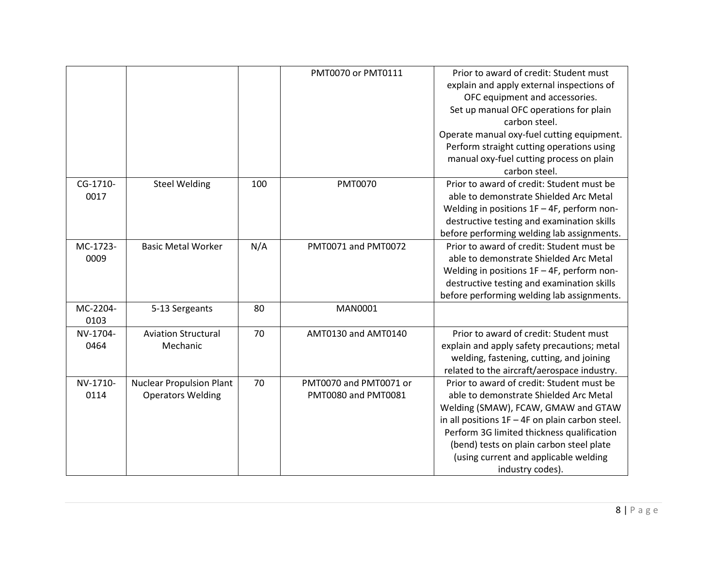|  |  |  |  |  |
|---|---|---|---|---|
|  |  |  | PMT0070 or PMT0111 | Prior to award of credit: Student must explain and apply external inspections of OFC equipment and accessories. Set up manual OFC operations for plain carbon steel. Operate manual oxy-fuel cutting equipment. Perform straight cutting operations using manual oxy-fuel cutting process on plain carbon steel. |
| CG-1710-0017 | Steel Welding | 100 | PMT0070 | Prior to award of credit: Student must be able to demonstrate Shielded Arc Metal Welding in positions 1F – 4F, perform non-destructive testing and examination skills before performing welding lab assignments. |
| MC-1723-0009 | Basic Metal Worker | N/A | PMT0071 and PMT0072 | Prior to award of credit: Student must be able to demonstrate Shielded Arc Metal Welding in positions 1F – 4F, perform non-destructive testing and examination skills before performing welding lab assignments. |
| MC-2204-0103 | 5-13 Sergeants | 80 | MAN0001 |  |
| NV-1704-0464 | Aviation Structural Mechanic | 70 | AMT0130 and AMT0140 | Prior to award of credit: Student must explain and apply safety precautions; metal welding, fastening, cutting, and joining related to the aircraft/aerospace industry. |
| NV-1710-0114 | Nuclear Propulsion Plant Operators Welding | 70 | PMT0070 and PMT0071 or PMT0080 and PMT0081 | Prior to award of credit: Student must be able to demonstrate Shielded Arc Metal Welding (SMAW), FCAW, GMAW and GTAW in all positions 1F – 4F on plain carbon steel. Perform 3G limited thickness qualification (bend) tests on plain carbon steel plate (using current and applicable welding industry codes). |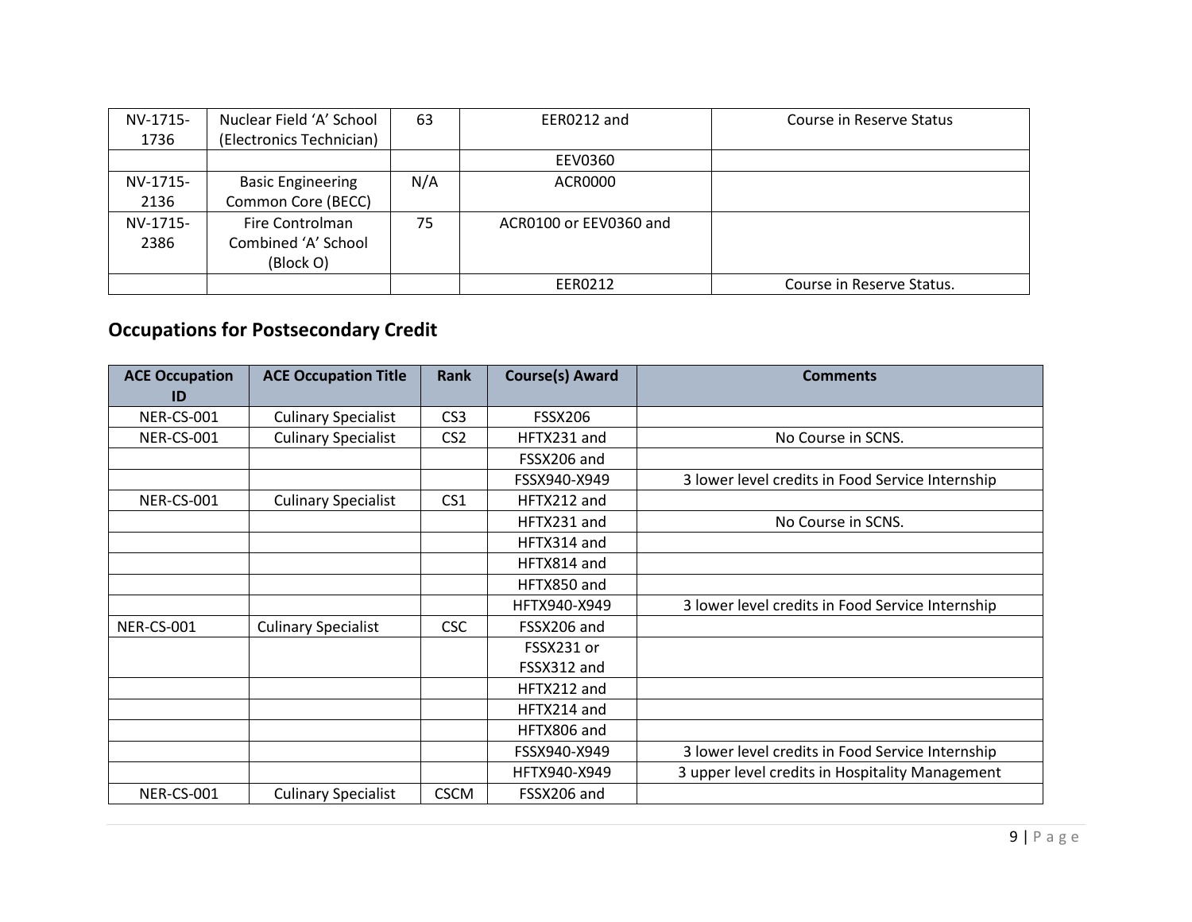| | | | | |
|---|---|---|---|---|
| NV-1715-1736 | Nuclear Field 'A' School (Electronics Technician) | 63 | EER0212 and | Course in Reserve Status |
| | | | EEV0360 | |
| NV-1715-2136 | Basic Engineering Common Core (BECC) | N/A | ACR0000 | |
| NV-1715-2386 | Fire Controlman Combined 'A' School (Block O) | 75 | ACR0100 or EEV0360 and | |
| | | | EER0212 | Course in Reserve Status. |

## Occupations for Postsecondary Credit

| ACE Occupation ID | ACE Occupation Title | Rank | Course(s) Award | Comments |
|---|---|---|---|---|
| NER-CS-001 | Culinary Specialist | CS3 | FSSX206 | |
| NER-CS-001 | Culinary Specialist | CS2 | HFTX231 and | No Course in SCNS. |
| | | | FSSX206 and | |
| | | | FSSX940-X949 | 3 lower level credits in Food Service Internship |
| NER-CS-001 | Culinary Specialist | CS1 | HFTX212 and | |
| | | | HFTX231 and | No Course in SCNS. |
| | | | HFTX314 and | |
| | | | HFTX814 and | |
| | | | HFTX850 and | |
| | | | HFTX940-X949 | 3 lower level credits in Food Service Internship |
| NER-CS-001 | Culinary Specialist | CSC | FSSX206 and | |
| | | | FSSX231 or FSSX312 and | |
| | | | HFTX212 and | |
| | | | HFTX214 and | |
| | | | HFTX806 and | |
| | | | FSSX940-X949 | 3 lower level credits in Food Service Internship |
| | | | HFTX940-X949 | 3 upper level credits in Hospitality Management |
| NER-CS-001 | Culinary Specialist | CSCM | FSSX206 and | |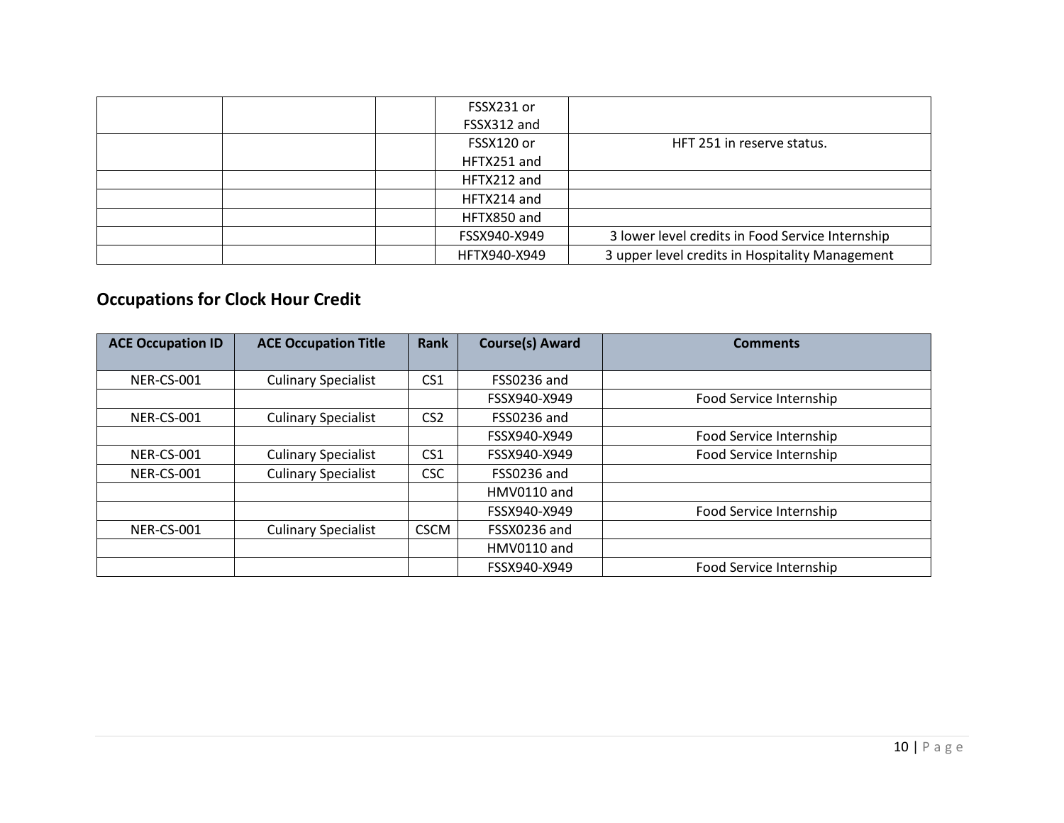| | | | | |
|---|---|---|---|---|
| | | | FSSX231 or FSSX312 and | |
| | | | FSSX120 or HFTX251 and | HFT 251 in reserve status. |
| | | | HFTX212 and | |
| | | | HFTX214 and | |
| | | | HFTX850 and | |
| | | | FSSX940-X949 | 3 lower level credits in Food Service Internship |
| | | | HFTX940-X949 | 3 upper level credits in Hospitality Management |

## Occupations for Clock Hour Credit

| ACE Occupation ID | ACE Occupation Title | Rank | Course(s) Award | Comments |
|---|---|---|---|---|
| NER-CS-001 | Culinary Specialist | CS1 | FSS0236 and | |
| | | | FSSX940-X949 | Food Service Internship |
| NER-CS-001 | Culinary Specialist | CS2 | FSS0236 and | |
| | | | FSSX940-X949 | Food Service Internship |
| NER-CS-001 | Culinary Specialist | CS1 | FSSX940-X949 | Food Service Internship |
| NER-CS-001 | Culinary Specialist | CSC | FSS0236 and | |
| | | | HMV0110 and | |
| | | | FSSX940-X949 | Food Service Internship |
| NER-CS-001 | Culinary Specialist | CSCM | FSSX0236 and | |
| | | | HMV0110 and | |
| | | | FSSX940-X949 | Food Service Internship |